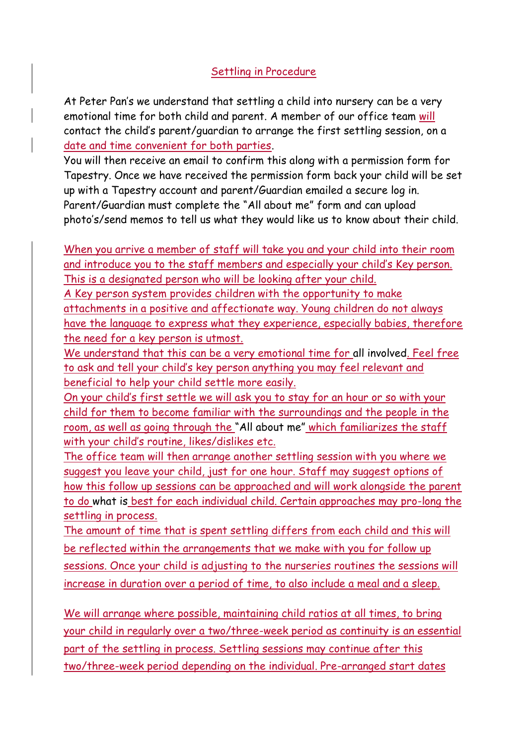# Settling in Procedure

At Peter Pan's we understand that settling a child into nursery can be a very emotional time for both child and parent. A member of our office team will contact the child's parent/guardian to arrange the first settling session, on a date and time convenient for both parties.

You will then receive an email to confirm this along with a permission form for Tapestry. Once we have received the permission form back your child will be set up with a Tapestry account and parent/Guardian emailed a secure log in. Parent/Guardian must complete the "All about me" form and can upload photo's/send memos to tell us what they would like us to know about their child.

When you arrive a member of staff will take you and your child into their room and introduce you to the staff members and especially your child's Key person. This is a designated person who will be looking after your child.

A Key person system provides children with the opportunity to make attachments in a positive and affectionate way. Young children do not always have the language to express what they experience, especially babies, therefore the need for a key person is utmost.

We understand that this can be a very emotional time for all involved. Feel free to ask and tell your child's key person anything you may feel relevant and beneficial to help your child settle more easily.

On your child's first settle we will ask you to stay for an hour or so with your child for them to become familiar with the surroundings and the people in the room, as well as going through the "All about me" which familiarizes the staff with your child's routine, likes/dislikes etc.

The office team will then arrange another settling session with you where we suggest you leave your child, just for one hour. Staff may suggest options of how this follow up sessions can be approached and will work alongside the parent to do what is best for each individual child. Certain approaches may pro-long the settling in process.

The amount of time that is spent settling differs from each child and this will be reflected within the arrangements that we make with you for follow up sessions. Once your child is adjusting to the nurseries routines the sessions will increase in duration over a period of time, to also include a meal and a sleep.

We will arrange where possible, maintaining child ratios at all times, to bring your child in regularly over a two/three-week period as continuity is an essential part of the settling in process. Settling sessions may continue after this two/three-week period depending on the individual. Pre-arranged start dates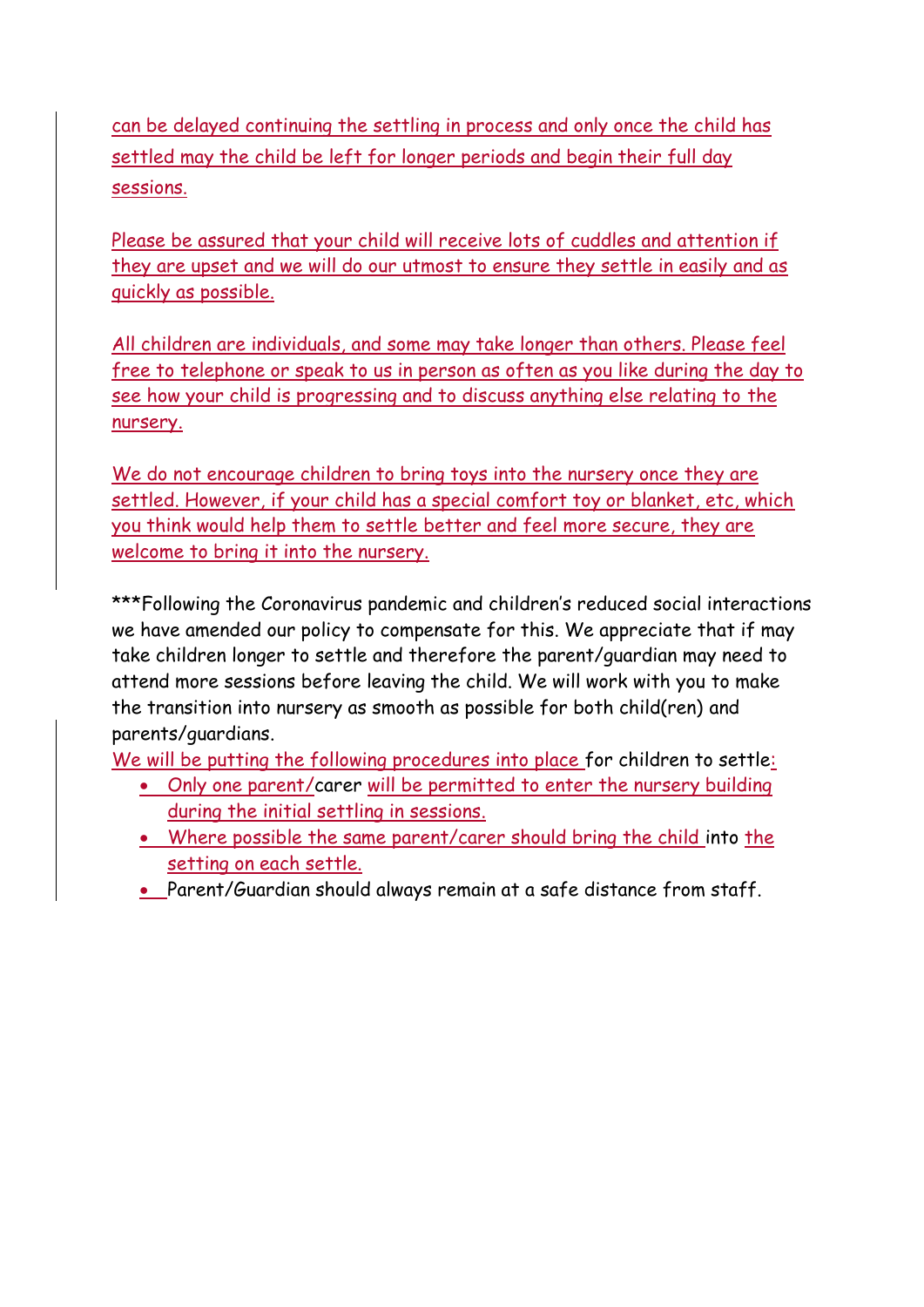can be delayed continuing the settling in process and only once the child has settled may the child be left for longer periods and begin their full day sessions.

Please be assured that your child will receive lots of cuddles and attention if they are upset and we will do our utmost to ensure they settle in easily and as quickly as possible.

All children are individuals, and some may take longer than others. Please feel free to telephone or speak to us in person as often as you like during the day to see how your child is progressing and to discuss anything else relating to the nursery.

We do not encourage children to bring toys into the nursery once they are settled. However, if your child has a special comfort toy or blanket, etc, which you think would help them to settle better and feel more secure, they are welcome to bring it into the nursery.

***Following the Coronavirus pandemic and children's reduced social interactions we have amended our policy to compensate for this. We appreciate that if may take children longer to settle and therefore the parent/guardian may need to attend more sessions before leaving the child. We will work with you to make the transition into nursery as smooth as possible for both child(ren) and parents/guardians.

We will be putting the following procedures into place for children to settle:

- Only one parent/carer will be permitted to enter the nursery building during the initial settling in sessions.
- Where possible the same parent/carer should bring the child into the setting on each settle.
- Parent/Guardian should always remain at a safe distance from staff.